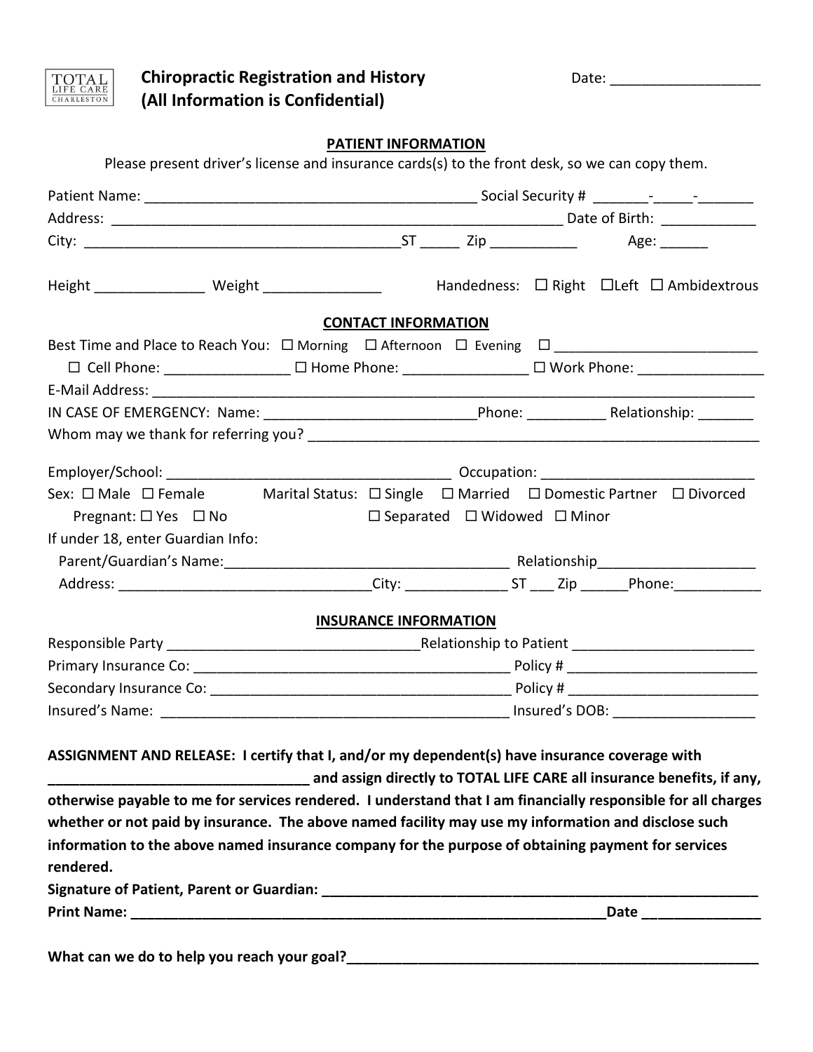TOTAL LIFE CARE CHARLESTON

# Chiropractic Registration and History (All Information is Confidential)

Date: ___________________

## PATIENT INFORMATION

Please present driver's license and insurance cards(s) to the front desk, so we can copy them.

Patient Name: ___________________________________________ Social Security # _______-_____-_______

Address: ___________________________________________________________ Date of Birth: ____________

City: _________________________________________ST _____ Zip ___________ Age: ______

Height ______________ Weight _______________ Handedness: ☐ Right ☐Left ☐ Ambidextrous

## CONTACT INFORMATION

Best Time and Place to Reach You: ☐ Morning ☐ Afternoon ☐ Evening ☐ _________________________

☐ Cell Phone: ________________ ☐ Home Phone: ________________ ☐ Work Phone: ________________

E-Mail Address: ______________________________________________________________________________

IN CASE OF EMERGENCY: Name: ___________________________Phone: __________ Relationship: _______

Whom may we thank for referring you? __________________________________________________________

Employer/School: ____________________________________ Occupation: ___________________________

Sex: ☐ Male ☐ Female Marital Status: ☐ Single ☐ Married ☐ Domestic Partner ☐ Divorced

Pregnant: ☐ Yes ☐ No ☐ Separated ☐ Widowed ☐ Minor

If under 18, enter Guardian Info:

Parent/Guardian's Name:____________________________________ Relationship____________________

Address: ________________________________City: _____________ ST ___ Zip ______Phone:___________

## INSURANCE INFORMATION

Responsible Party ________________________________Relationship to Patient _______________________

Primary Insurance Co: ________________________________________ Policy # ________________________

Secondary Insurance Co: ______________________________________ Policy # ________________________

Insured's Name: ______________________________________________ Insured's DOB: __________________

**ASSIGNMENT AND RELEASE: I certify that I, and/or my dependent(s) have insurance coverage with _________________________________ and assign directly to TOTAL LIFE CARE all insurance benefits, if any, otherwise payable to me for services rendered. I understand that I am financially responsible for all charges whether or not paid by insurance. The above named facility may use my information and disclose such information to the above named insurance company for the purpose of obtaining payment for services rendered.**

**Signature of Patient, Parent or Guardian: ___________________________________________________________**

**Print Name: _________________________________________________________________Date _______________**

**What can we do to help you reach your goal?_______________________________________________________**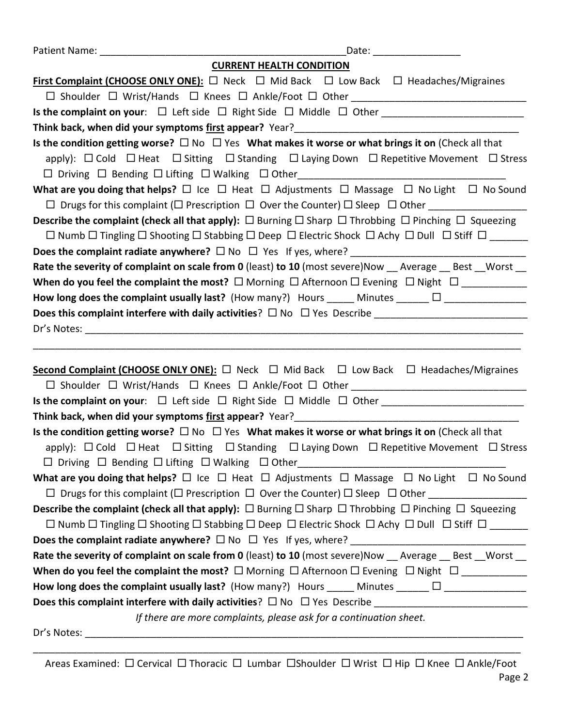Patient Name: _______________________________________________Date: ________________

## CURRENT HEALTH CONDITION

**First Complaint (CHOOSE ONLY ONE):** ☐ Neck ☐ Mid Back ☐ Low Back ☐ Headaches/Migraines
☐ Shoulder ☐ Wrist/Hands ☐ Knees ☐ Ankle/Foot ☐ Other ________________________________

**Is the complaint on your**: ☐ Left side ☐ Right Side ☐ Middle ☐ Other __________________________

**Think back, when did your symptoms first appear?** Year?__________________________________________

**Is the condition getting worse?** ☐ No ☐ Yes **What makes it worse or what brings it on** (Check all that apply): ☐ Cold ☐ Heat ☐ Sitting ☐ Standing ☐ Laying Down ☐ Repetitive Movement ☐ Stress
☐ Driving ☐ Bending ☐ Lifting ☐ Walking ☐ Other______________________________________

**What are you doing that helps?** ☐ Ice ☐ Heat ☐ Adjustments ☐ Massage ☐ No Light ☐ No Sound
☐ Drugs for this complaint (☐ Prescription ☐ Over the Counter) ☐ Sleep ☐ Other __________________

**Describe the complaint (check all that apply):** ☐ Burning ☐ Sharp ☐ Throbbing ☐ Pinching ☐ Squeezing
☐ Numb ☐ Tingling ☐ Shooting ☐ Stabbing ☐ Deep ☐ Electric Shock ☐ Achy ☐ Dull ☐ Stiff ☐ _______

**Does the complaint radiate anywhere?** ☐ No ☐ Yes If yes, where? ________________________________

**Rate the severity of complaint on scale from 0** (least) **to 10** (most severe)Now __ Average __ Best __Worst __

**When do you feel the complaint the most?** ☐ Morning ☐ Afternoon ☐ Evening ☐ Night ☐ ____________

**How long does the complaint usually last?** (How many?) Hours _____ Minutes ______ ☐ _______________

**Does this complaint interfere with daily activities**? ☐ No ☐ Yes Describe ____________________________

Dr's Notes: _____________________________________________________________________________________

_______________________________________________________________________________________________

**Second Complaint (CHOOSE ONLY ONE):** ☐ Neck ☐ Mid Back ☐ Low Back ☐ Headaches/Migraines
☐ Shoulder ☐ Wrist/Hands ☐ Knees ☐ Ankle/Foot ☐ Other ________________________________

**Is the complaint on your**: ☐ Left side ☐ Right Side ☐ Middle ☐ Other __________________________

**Think back, when did your symptoms first appear?** Year?__________________________________________

**Is the condition getting worse?** ☐ No ☐ Yes **What makes it worse or what brings it on** (Check all that apply): ☐ Cold ☐ Heat ☐ Sitting ☐ Standing ☐ Laying Down ☐ Repetitive Movement ☐ Stress
☐ Driving ☐ Bending ☐ Lifting ☐ Walking ☐ Other______________________________________

**What are you doing that helps?** ☐ Ice ☐ Heat ☐ Adjustments ☐ Massage ☐ No Light ☐ No Sound
☐ Drugs for this complaint (☐ Prescription ☐ Over the Counter) ☐ Sleep ☐ Other __________________

**Describe the complaint (check all that apply):** ☐ Burning ☐ Sharp ☐ Throbbing ☐ Pinching ☐ Squeezing
☐ Numb ☐ Tingling ☐ Shooting ☐ Stabbing ☐ Deep ☐ Electric Shock ☐ Achy ☐ Dull ☐ Stiff ☐ _______

**Does the complaint radiate anywhere?** ☐ No ☐ Yes If yes, where? ________________________________

**Rate the severity of complaint on scale from 0** (least) **to 10** (most severe)Now __ Average __ Best __Worst __

**When do you feel the complaint the most?** ☐ Morning ☐ Afternoon ☐ Evening ☐ Night ☐ ____________

**How long does the complaint usually last?** (How many?) Hours _____ Minutes ______ ☐ _______________

**Does this complaint interfere with daily activities**? ☐ No ☐ Yes Describe ____________________________

*If there are more complaints, please ask for a continuation sheet.*

Dr's Notes: _____________________________________________________________________________________

_______________________________________________________________________________________________

Areas Examined: ☐ Cervical ☐ Thoracic ☐ Lumbar ☐Shoulder ☐ Wrist ☐ Hip ☐ Knee ☐ Ankle/Foot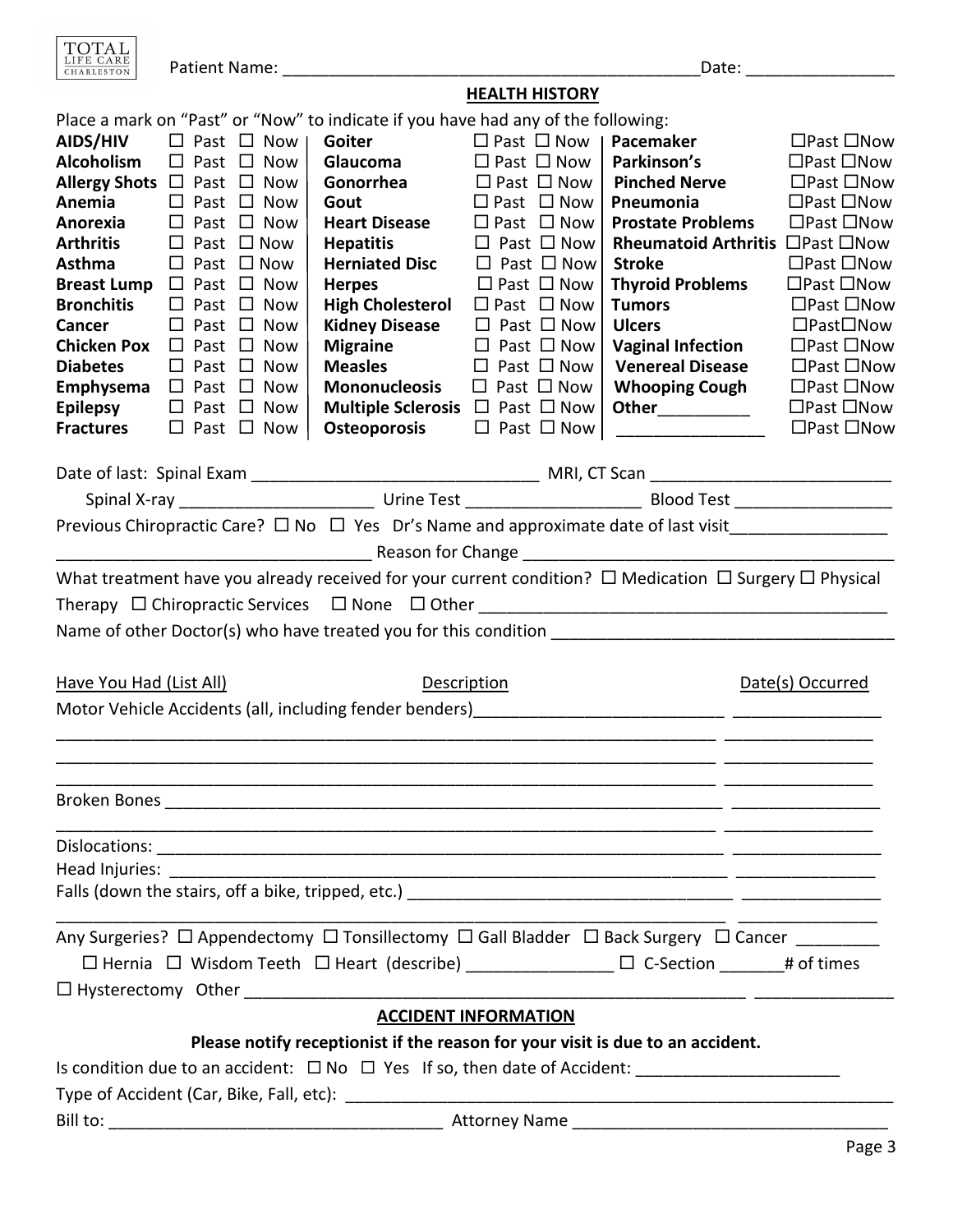TOTAL LIFE CARE CHARLESTON

Patient Name: ___________________________________________ Date: _______________

## HEALTH HISTORY

Place a mark on "Past" or "Now" to indicate if you have had any of the following:

| Condition | Past / Now | Condition | Past / Now | Condition | Past / Now |
|---|---|---|---|---|---|
| **AIDS/HIV** | ☐ Past ☐ Now | **Goiter** | ☐ Past ☐ Now | **Pacemaker** | ☐Past ☐Now |
| **Alcoholism** | ☐ Past ☐ Now | **Glaucoma** | ☐ Past ☐ Now | **Parkinson's** | ☐Past ☐Now |
| **Allergy Shots** | ☐ Past ☐ Now | **Gonorrhea** | ☐ Past ☐ Now | **Pinched Nerve** | ☐Past ☐Now |
| **Anemia** | ☐ Past ☐ Now | **Gout** | ☐ Past ☐ Now | **Pneumonia** | ☐Past ☐Now |
| **Anorexia** | ☐ Past ☐ Now | **Heart Disease** | ☐ Past ☐ Now | **Prostate Problems** | ☐Past ☐Now |
| **Arthritis** | ☐ Past ☐ Now | **Hepatitis** | ☐ Past ☐ Now | **Rheumatoid Arthritis** | ☐Past ☐Now |
| **Asthma** | ☐ Past ☐ Now | **Herniated Disc** | ☐ Past ☐ Now | **Stroke** | ☐Past ☐Now |
| **Breast Lump** | ☐ Past ☐ Now | **Herpes** | ☐ Past ☐ Now | **Thyroid Problems** | ☐Past ☐Now |
| **Bronchitis** | ☐ Past ☐ Now | **High Cholesterol** | ☐ Past ☐ Now | **Tumors** | ☐Past ☐Now |
| **Cancer** | ☐ Past ☐ Now | **Kidney Disease** | ☐ Past ☐ Now | **Ulcers** | ☐Past☐Now |
| **Chicken Pox** | ☐ Past ☐ Now | **Migraine** | ☐ Past ☐ Now | **Vaginal Infection** | ☐Past ☐Now |
| **Diabetes** | ☐ Past ☐ Now | **Measles** | ☐ Past ☐ Now | **Venereal Disease** | ☐Past ☐Now |
| **Emphysema** | ☐ Past ☐ Now | **Mononucleosis** | ☐ Past ☐ Now | **Whooping Cough** | ☐Past ☐Now |
| **Epilepsy** | ☐ Past ☐ Now | **Multiple Sclerosis** | ☐ Past ☐ Now | **Other**__________ | ☐Past ☐Now |
| **Fractures** | ☐ Past ☐ Now | **Osteoporosis** | ☐ Past ☐ Now | ________________ | ☐Past ☐Now |

Date of last: Spinal Exam ______________________________ MRI, CT Scan _________________________

Spinal X-ray ____________________ Urine Test __________________ Blood Test _________________

Previous Chiropractic Care? ☐ No ☐ Yes Dr's Name and approximate date of last visit________________

________________________________ Reason for Change _______________________________________

What treatment have you already received for your current condition? ☐ Medication ☐ Surgery ☐ Physical Therapy ☐ Chiropractic Services ☐ None ☐ Other ____________________________________________

Name of other Doctor(s) who have treated you for this condition ___________________________________

| Have You Had (List All) | Description | Date(s) Occurred |
|---|---|---|
| Motor Vehicle Accidents (all, including fender benders) | ___________________________ | ________________ |
| | ___________________________ | ________________ |
| | ___________________________ | ________________ |
| | ___________________________ | ________________ |
| Broken Bones | ___________________________ | ________________ |
| | ___________________________ | ________________ |
| Dislocations: | ___________________________ | ________________ |
| Head Injuries: | ___________________________ | ________________ |
| Falls (down the stairs, off a bike, tripped, etc.) | ___________________________ | ________________ |
| | ___________________________ | ________________ |

Any Surgeries? ☐ Appendectomy ☐ Tonsillectomy ☐ Gall Bladder ☐ Back Surgery ☐ Cancer _________
☐ Hernia ☐ Wisdom Teeth ☐ Heart (describe) _______________ ☐ C-Section _______# of times
☐ Hysterectomy Other _______________________________________________________ _______________

## ACCIDENT INFORMATION

**Please notify receptionist if the reason for your visit is due to an accident.**

Is condition due to an accident: ☐ No ☐ Yes If so, then date of Accident: ______________________

Type of Accident (Car, Bike, Fall, etc): _____________________________________________________________

Bill to: ___________________________________ Attorney Name _________________________________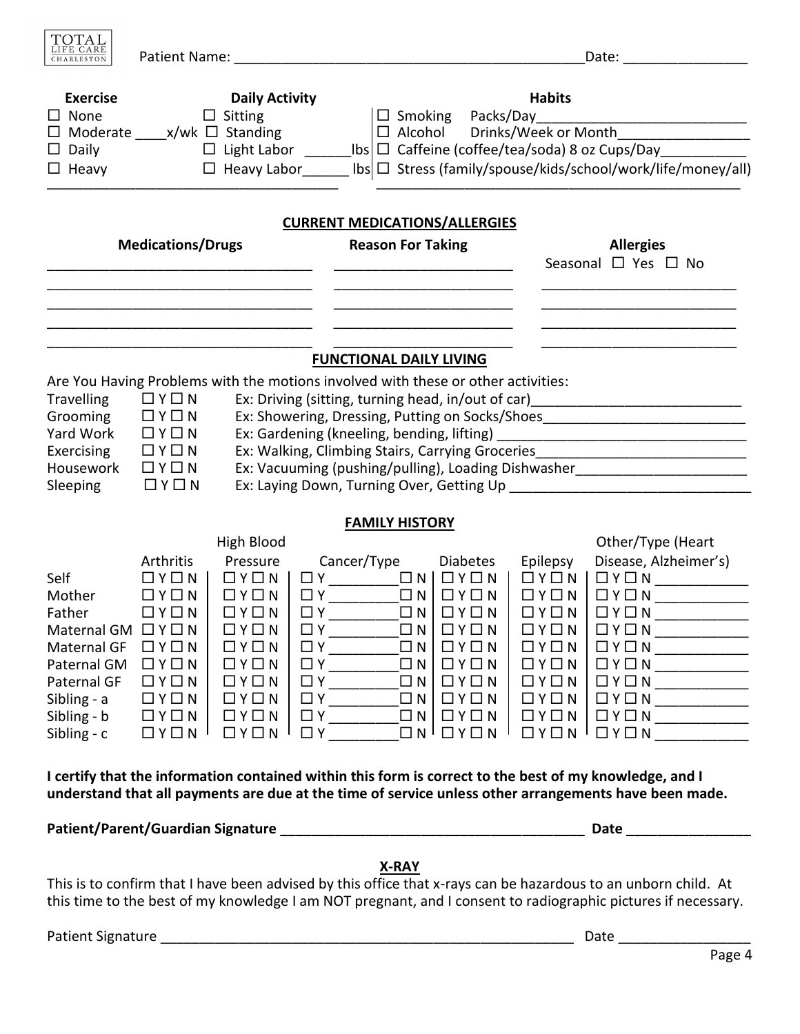TOTAL LIFE CARE CHARLESTON

Patient Name: ___________________________________________ Date: _______________

| Exercise | Daily Activity | Habits |
|---|---|---|
| ☐ None | ☐ Sitting | ☐ Smoking Packs/Day___________________________ |
| ☐ Moderate ____x/wk | ☐ Standing | ☐ Alcohol Drinks/Week or Month________________ |
| ☐ Daily | ☐ Light Labor ______lbs | ☐ Caffeine (coffee/tea/soda) 8 oz Cups/Day___________ |
| ☐ Heavy | ☐ Heavy Labor______ lbs | ☐ Stress (family/spouse/kids/school/work/life/money/all) |

## CURRENT MEDICATIONS/ALLERGIES

| Medications/Drugs | Reason For Taking | Allergies |
|---|---|---|
| | | Seasonal ☐ Yes ☐ No |
| | | |
| | | |
| | | |
| | | |

## FUNCTIONAL DAILY LIVING

Are You Having Problems with the motions involved with these or other activities:

| | | |
|---|---|---|
| Travelling | ☐ Y ☐ N | Ex: Driving (sitting, turning head, in/out of car)__________________________ |
| Grooming | ☐ Y ☐ N | Ex: Showering, Dressing, Putting on Socks/Shoes__________________________ |
| Yard Work | ☐ Y ☐ N | Ex: Gardening (kneeling, bending, lifting) ________________________________ |
| Exercising | ☐ Y ☐ N | Ex: Walking, Climbing Stairs, Carrying Groceries___________________________ |
| Housework | ☐ Y ☐ N | Ex: Vacuuming (pushing/pulling), Loading Dishwasher______________________ |
| Sleeping | ☐ Y ☐ N | Ex: Laying Down, Turning Over, Getting Up ______________________________ |

## FAMILY HISTORY

| | Arthritis | High Blood Pressure | Cancer/Type | Diabetes | Epilepsy | Other/Type (Heart Disease, Alzheimer's) |
|---|---|---|---|---|---|---|
| Self | ☐ Y ☐ N | ☐ Y ☐ N | ☐ Y ________ ☐ N | ☐ Y ☐ N | ☐ Y ☐ N | ☐ Y ☐ N ___________ |
| Mother | ☐ Y ☐ N | ☐ Y ☐ N | ☐ Y ________ ☐ N | ☐ Y ☐ N | ☐ Y ☐ N | ☐ Y ☐ N ___________ |
| Father | ☐ Y ☐ N | ☐ Y ☐ N | ☐ Y ________ ☐ N | ☐ Y ☐ N | ☐ Y ☐ N | ☐ Y ☐ N ___________ |
| Maternal GM | ☐ Y ☐ N | ☐ Y ☐ N | ☐ Y ________ ☐ N | ☐ Y ☐ N | ☐ Y ☐ N | ☐ Y ☐ N ___________ |
| Maternal GF | ☐ Y ☐ N | ☐ Y ☐ N | ☐ Y ________ ☐ N | ☐ Y ☐ N | ☐ Y ☐ N | ☐ Y ☐ N ___________ |
| Paternal GM | ☐ Y ☐ N | ☐ Y ☐ N | ☐ Y ________ ☐ N | ☐ Y ☐ N | ☐ Y ☐ N | ☐ Y ☐ N ___________ |
| Paternal GF | ☐ Y ☐ N | ☐ Y ☐ N | ☐ Y ________ ☐ N | ☐ Y ☐ N | ☐ Y ☐ N | ☐ Y ☐ N ___________ |
| Sibling - a | ☐ Y ☐ N | ☐ Y ☐ N | ☐ Y ________ ☐ N | ☐ Y ☐ N | ☐ Y ☐ N | ☐ Y ☐ N ___________ |
| Sibling - b | ☐ Y ☐ N | ☐ Y ☐ N | ☐ Y ________ ☐ N | ☐ Y ☐ N | ☐ Y ☐ N | ☐ Y ☐ N ___________ |
| Sibling - c | ☐ Y ☐ N | ☐ Y ☐ N | ☐ Y ________ ☐ N | ☐ Y ☐ N | ☐ Y ☐ N | ☐ Y ☐ N ___________ |

**I certify that the information contained within this form is correct to the best of my knowledge, and I understand that all payments are due at the time of service unless other arrangements have been made.**

**Patient/Parent/Guardian Signature ______________________________________ Date _______________**

## X-RAY

This is to confirm that I have been advised by this office that x-rays can be hazardous to an unborn child. At this time to the best of my knowledge I am NOT pregnant, and I consent to radiographic pictures if necessary.

Patient Signature ___________________________________________________ Date ________________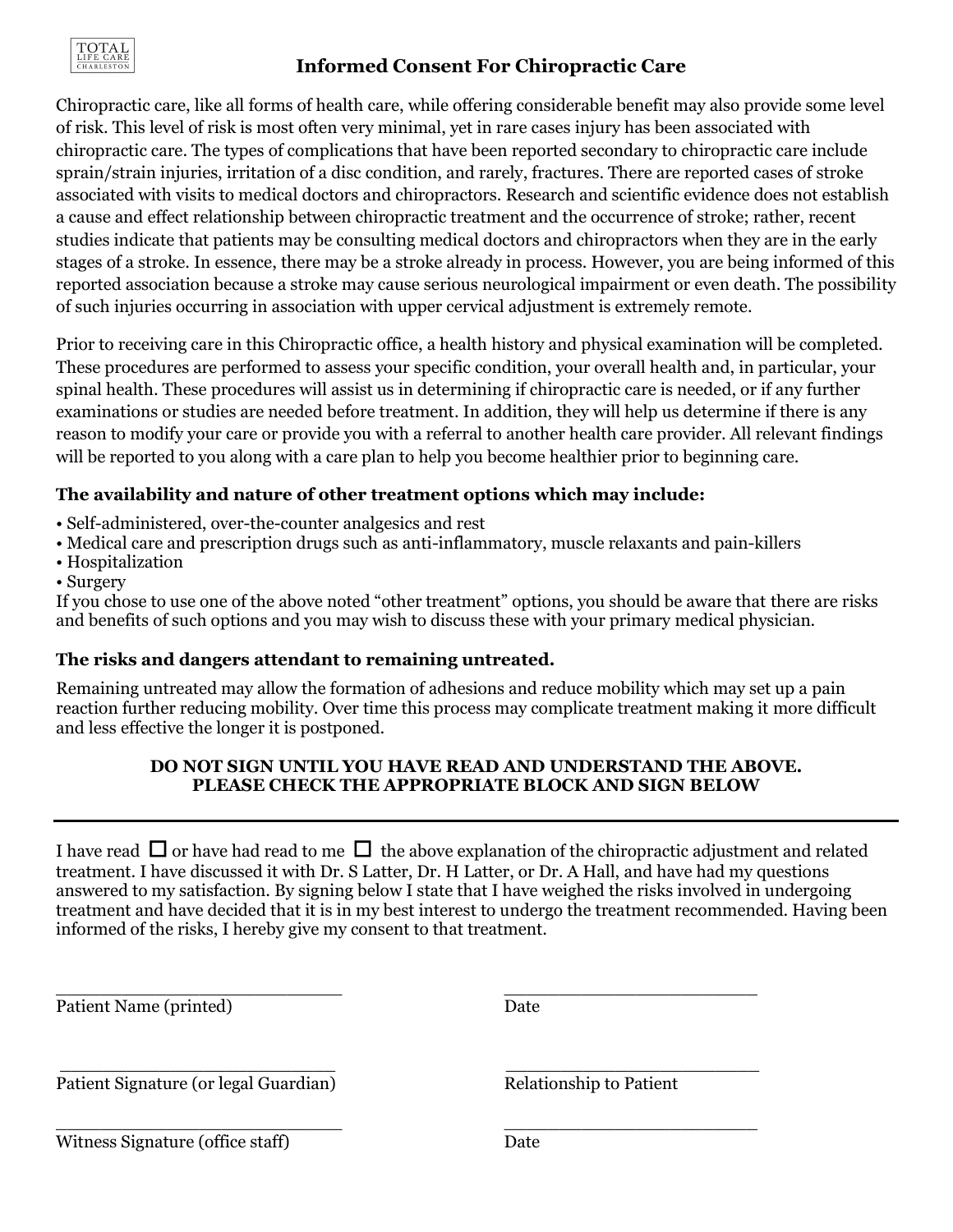TOTAL LIFE CARE CHARLESTON

# Informed Consent For Chiropractic Care

Chiropractic care, like all forms of health care, while offering considerable benefit may also provide some level of risk. This level of risk is most often very minimal, yet in rare cases injury has been associated with chiropractic care. The types of complications that have been reported secondary to chiropractic care include sprain/strain injuries, irritation of a disc condition, and rarely, fractures. There are reported cases of stroke associated with visits to medical doctors and chiropractors. Research and scientific evidence does not establish a cause and effect relationship between chiropractic treatment and the occurrence of stroke; rather, recent studies indicate that patients may be consulting medical doctors and chiropractors when they are in the early stages of a stroke. In essence, there may be a stroke already in process. However, you are being informed of this reported association because a stroke may cause serious neurological impairment or even death. The possibility of such injuries occurring in association with upper cervical adjustment is extremely remote.

Prior to receiving care in this Chiropractic office, a health history and physical examination will be completed. These procedures are performed to assess your specific condition, your overall health and, in particular, your spinal health. These procedures will assist us in determining if chiropractic care is needed, or if any further examinations or studies are needed before treatment. In addition, they will help us determine if there is any reason to modify your care or provide you with a referral to another health care provider. All relevant findings will be reported to you along with a care plan to help you become healthier prior to beginning care.

**The availability and nature of other treatment options which may include:**

- Self-administered, over-the-counter analgesics and rest
- Medical care and prescription drugs such as anti-inflammatory, muscle relaxants and pain-killers
- Hospitalization
- Surgery

If you chose to use one of the above noted "other treatment" options, you should be aware that there are risks and benefits of such options and you may wish to discuss these with your primary medical physician.

**The risks and dangers attendant to remaining untreated.**

Remaining untreated may allow the formation of adhesions and reduce mobility which may set up a pain reaction further reducing mobility. Over time this process may complicate treatment making it more difficult and less effective the longer it is postponed.

**DO NOT SIGN UNTIL YOU HAVE READ AND UNDERSTAND THE ABOVE.**
**PLEASE CHECK THE APPROPRIATE BLOCK AND SIGN BELOW**

---

I have read ☐ or have had read to me ☐ the above explanation of the chiropractic adjustment and related treatment. I have discussed it with Dr. S Latter, Dr. H Latter, or Dr. A Hall, and have had my questions answered to my satisfaction. By signing below I state that I have weighed the risks involved in undergoing treatment and have decided that it is in my best interest to undergo the treatment recommended. Having been informed of the risks, I hereby give my consent to that treatment.

\_\_\_\_\_\_\_\_\_\_\_\_\_\_\_\_\_\_\_\_\_\_\_\_\_\_\_\_ \_\_\_\_\_\_\_\_\_\_\_\_\_\_\_\_\_\_\_\_\_\_\_\_\_\_\_\_
Patient Name (printed) Date

\_\_\_\_\_\_\_\_\_\_\_\_\_\_\_\_\_\_\_\_\_\_\_\_\_\_\_\_ \_\_\_\_\_\_\_\_\_\_\_\_\_\_\_\_\_\_\_\_\_\_\_\_\_\_\_\_
Patient Signature (or legal Guardian) Relationship to Patient

\_\_\_\_\_\_\_\_\_\_\_\_\_\_\_\_\_\_\_\_\_\_\_\_\_\_\_\_ \_\_\_\_\_\_\_\_\_\_\_\_\_\_\_\_\_\_\_\_\_\_\_\_\_\_\_\_
Witness Signature (office staff) Date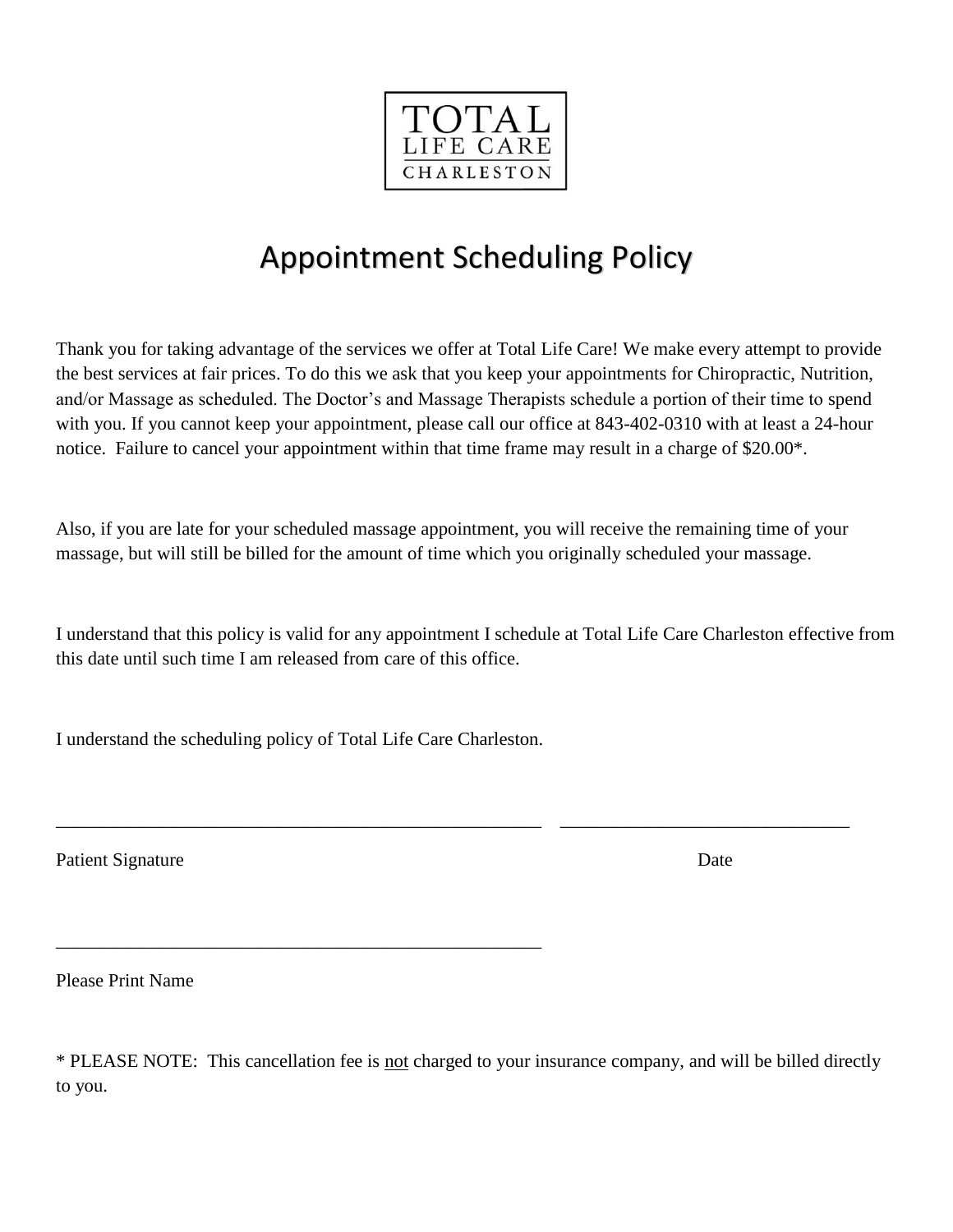TOTAL
LIFE CARE
CHARLESTON

# Appointment Scheduling Policy

Thank you for taking advantage of the services we offer at Total Life Care! We make every attempt to provide the best services at fair prices. To do this we ask that you keep your appointments for Chiropractic, Nutrition, and/or Massage as scheduled. The Doctor's and Massage Therapists schedule a portion of their time to spend with you. If you cannot keep your appointment, please call our office at 843-402-0310 with at least a 24-hour notice. Failure to cancel your appointment within that time frame may result in a charge of $20.00*.

Also, if you are late for your scheduled massage appointment, you will receive the remaining time of your massage, but will still be billed for the amount of time which you originally scheduled your massage.

I understand that this policy is valid for any appointment I schedule at Total Life Care Charleston effective from this date until such time I am released from care of this office.

I understand the scheduling policy of Total Life Care Charleston.

_______________________________________________________ _______________________________

Patient Signature Date

_______________________________________________________

Please Print Name

* PLEASE NOTE: This cancellation fee is <u>not</u> charged to your insurance company, and will be billed directly to you.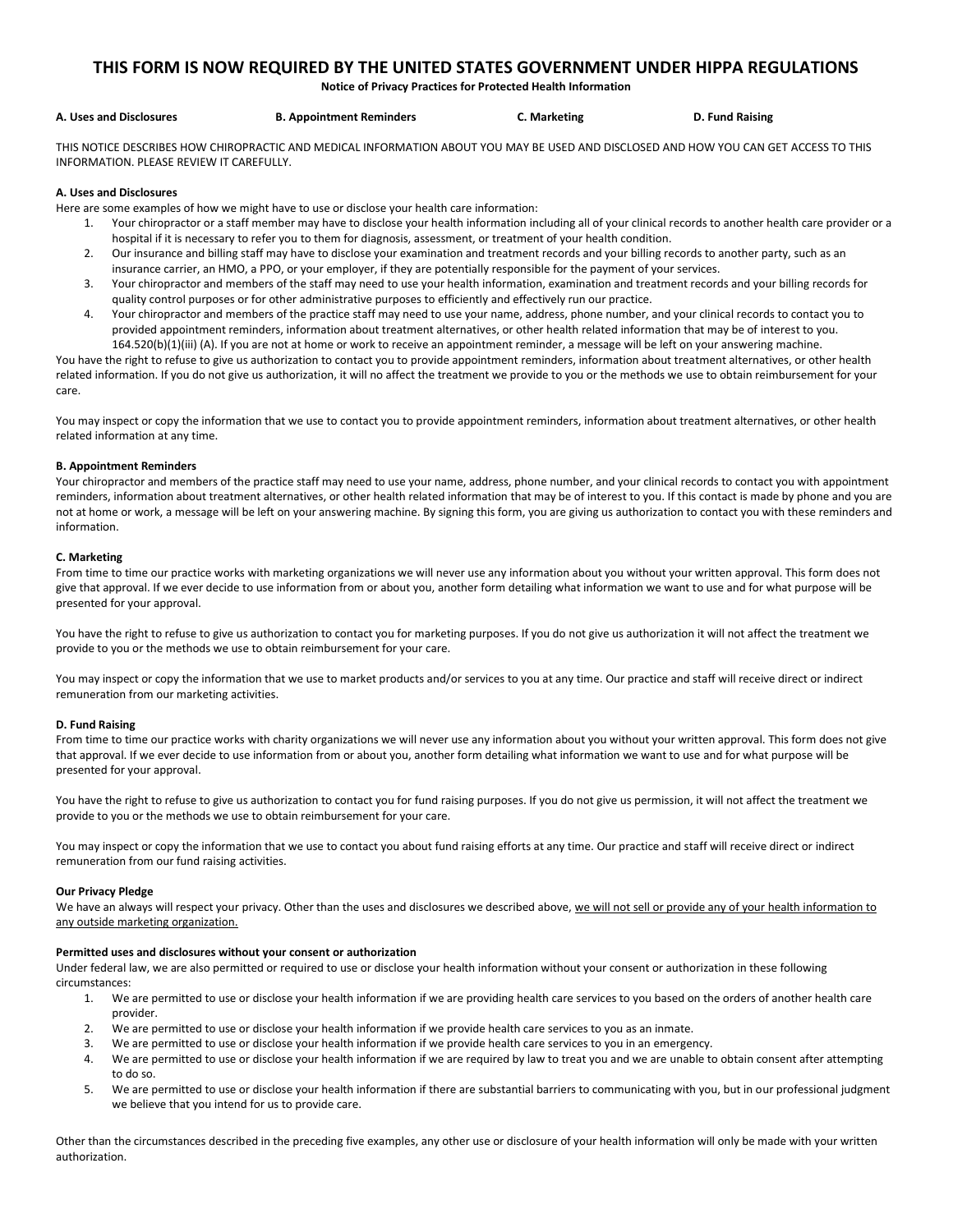# THIS FORM IS NOW REQUIRED BY THE UNITED STATES GOVERNMENT UNDER HIPPA REGULATIONS

**Notice of Privacy Practices for Protected Health Information**

**A. Uses and Disclosures** **B. Appointment Reminders** **C. Marketing** **D. Fund Raising**

THIS NOTICE DESCRIBES HOW CHIROPRACTIC AND MEDICAL INFORMATION ABOUT YOU MAY BE USED AND DISCLOSED AND HOW YOU CAN GET ACCESS TO THIS INFORMATION. PLEASE REVIEW IT CAREFULLY.

**A. Uses and Disclosures**

Here are some examples of how we might have to use or disclose your health care information:

1. Your chiropractor or a staff member may have to disclose your health information including all of your clinical records to another health care provider or a hospital if it is necessary to refer you to them for diagnosis, assessment, or treatment of your health condition.
2. Our insurance and billing staff may have to disclose your examination and treatment records and your billing records to another party, such as an insurance carrier, an HMO, a PPO, or your employer, if they are potentially responsible for the payment of your services.
3. Your chiropractor and members of the staff may need to use your health information, examination and treatment records and your billing records for quality control purposes or for other administrative purposes to efficiently and effectively run our practice.
4. Your chiropractor and members of the practice staff may need to use your name, address, phone number, and your clinical records to contact you to provided appointment reminders, information about treatment alternatives, or other health related information that may be of interest to you. 164.520(b)(1)(iii) (A). If you are not at home or work to receive an appointment reminder, a message will be left on your answering machine.

You have the right to refuse to give us authorization to contact you to provide appointment reminders, information about treatment alternatives, or other health related information. If you do not give us authorization, it will no affect the treatment we provide to you or the methods we use to obtain reimbursement for your care.

You may inspect or copy the information that we use to contact you to provide appointment reminders, information about treatment alternatives, or other health related information at any time.

**B. Appointment Reminders**

Your chiropractor and members of the practice staff may need to use your name, address, phone number, and your clinical records to contact you with appointment reminders, information about treatment alternatives, or other health related information that may be of interest to you. If this contact is made by phone and you are not at home or work, a message will be left on your answering machine. By signing this form, you are giving us authorization to contact you with these reminders and information.

**C. Marketing**

From time to time our practice works with marketing organizations we will never use any information about you without your written approval. This form does not give that approval. If we ever decide to use information from or about you, another form detailing what information we want to use and for what purpose will be presented for your approval.

You have the right to refuse to give us authorization to contact you for marketing purposes. If you do not give us authorization it will not affect the treatment we provide to you or the methods we use to obtain reimbursement for your care.

You may inspect or copy the information that we use to market products and/or services to you at any time. Our practice and staff will receive direct or indirect remuneration from our marketing activities.

**D. Fund Raising**

From time to time our practice works with charity organizations we will never use any information about you without your written approval. This form does not give that approval. If we ever decide to use information from or about you, another form detailing what information we want to use and for what purpose will be presented for your approval.

You have the right to refuse to give us authorization to contact you for fund raising purposes. If you do not give us permission, it will not affect the treatment we provide to you or the methods we use to obtain reimbursement for your care.

You may inspect or copy the information that we use to contact you about fund raising efforts at any time. Our practice and staff will receive direct or indirect remuneration from our fund raising activities.

**Our Privacy Pledge**

We have an always will respect your privacy. Other than the uses and disclosures we described above, <u>we will not sell or provide any of your health information to any outside marketing organization.</u>

**Permitted uses and disclosures without your consent or authorization**

Under federal law, we are also permitted or required to use or disclose your health information without your consent or authorization in these following circumstances:

1. We are permitted to use or disclose your health information if we are providing health care services to you based on the orders of another health care provider.
2. We are permitted to use or disclose your health information if we provide health care services to you as an inmate.
3. We are permitted to use or disclose your health information if we provide health care services to you in an emergency.
4. We are permitted to use or disclose your health information if we are required by law to treat you and we are unable to obtain consent after attempting to do so.
5. We are permitted to use or disclose your health information if there are substantial barriers to communicating with you, but in our professional judgment we believe that you intend for us to provide care.

Other than the circumstances described in the preceding five examples, any other use or disclosure of your health information will only be made with your written authorization.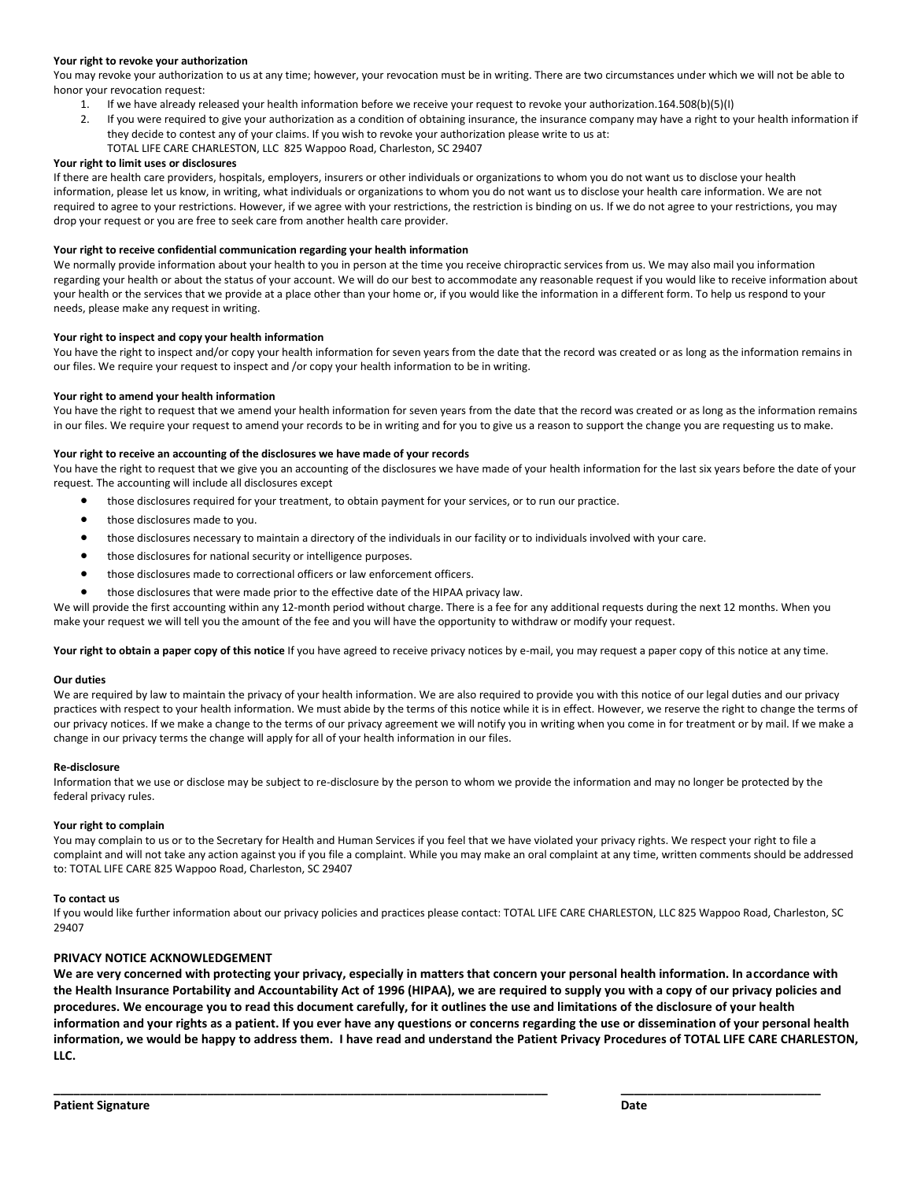**Your right to revoke your authorization**

You may revoke your authorization to us at any time; however, your revocation must be in writing. There are two circumstances under which we will not be able to honor your revocation request:

1. If we have already released your health information before we receive your request to revoke your authorization.164.508(b)(5)(I)
2. If you were required to give your authorization as a condition of obtaining insurance, the insurance company may have a right to your health information if they decide to contest any of your claims. If you wish to revoke your authorization please write to us at:
   TOTAL LIFE CARE CHARLESTON, LLC 825 Wappoo Road, Charleston, SC 29407

**Your right to limit uses or disclosures**

If there are health care providers, hospitals, employers, insurers or other individuals or organizations to whom you do not want us to disclose your health information, please let us know, in writing, what individuals or organizations to whom you do not want us to disclose your health care information. We are not required to agree to your restrictions. However, if we agree with your restrictions, the restriction is binding on us. If we do not agree to your restrictions, you may drop your request or you are free to seek care from another health care provider.

**Your right to receive confidential communication regarding your health information**

We normally provide information about your health to you in person at the time you receive chiropractic services from us. We may also mail you information regarding your health or about the status of your account. We will do our best to accommodate any reasonable request if you would like to receive information about your health or the services that we provide at a place other than your home or, if you would like the information in a different form. To help us respond to your needs, please make any request in writing.

**Your right to inspect and copy your health information**

You have the right to inspect and/or copy your health information for seven years from the date that the record was created or as long as the information remains in our files. We require your request to inspect and /or copy your health information to be in writing.

**Your right to amend your health information**

You have the right to request that we amend your health information for seven years from the date that the record was created or as long as the information remains in our files. We require your request to amend your records to be in writing and for you to give us a reason to support the change you are requesting us to make.

**Your right to receive an accounting of the disclosures we have made of your records**

You have the right to request that we give you an accounting of the disclosures we have made of your health information for the last six years before the date of your request. The accounting will include all disclosures except

- those disclosures required for your treatment, to obtain payment for your services, or to run our practice.
- those disclosures made to you.
- those disclosures necessary to maintain a directory of the individuals in our facility or to individuals involved with your care.
- those disclosures for national security or intelligence purposes.
- those disclosures made to correctional officers or law enforcement officers.
- those disclosures that were made prior to the effective date of the HIPAA privacy law.

We will provide the first accounting within any 12-month period without charge. There is a fee for any additional requests during the next 12 months. When you make your request we will tell you the amount of the fee and you will have the opportunity to withdraw or modify your request.

**Your right to obtain a paper copy of this notice** If you have agreed to receive privacy notices by e-mail, you may request a paper copy of this notice at any time.

**Our duties**

We are required by law to maintain the privacy of your health information. We are also required to provide you with this notice of our legal duties and our privacy practices with respect to your health information. We must abide by the terms of this notice while it is in effect. However, we reserve the right to change the terms of our privacy notices. If we make a change to the terms of our privacy agreement we will notify you in writing when you come in for treatment or by mail. If we make a change in our privacy terms the change will apply for all of your health information in our files.

**Re-disclosure**

Information that we use or disclose may be subject to re-disclosure by the person to whom we provide the information and may no longer be protected by the federal privacy rules.

**Your right to complain**

You may complain to us or to the Secretary for Health and Human Services if you feel that we have violated your privacy rights. We respect your right to file a complaint and will not take any action against you if you file a complaint. While you may make an oral complaint at any time, written comments should be addressed to: TOTAL LIFE CARE 825 Wappoo Road, Charleston, SC 29407

**To contact us**

If you would like further information about our privacy policies and practices please contact: TOTAL LIFE CARE CHARLESTON, LLC 825 Wappoo Road, Charleston, SC 29407

**PRIVACY NOTICE ACKNOWLEDGEMENT**

**We are very concerned with protecting your privacy, especially in matters that concern your personal health information. In accordance with the Health Insurance Portability and Accountability Act of 1996 (HIPAA), we are required to supply you with a copy of our privacy policies and procedures. We encourage you to read this document carefully, for it outlines the use and limitations of the disclosure of your health information and your rights as a patient. If you ever have any questions or concerns regarding the use or dissemination of your personal health information, we would be happy to address them. I have read and understand the Patient Privacy Procedures of TOTAL LIFE CARE CHARLESTON, LLC.**

______________________________________________________________________________ ______________________________

**Patient Signature** **Date**